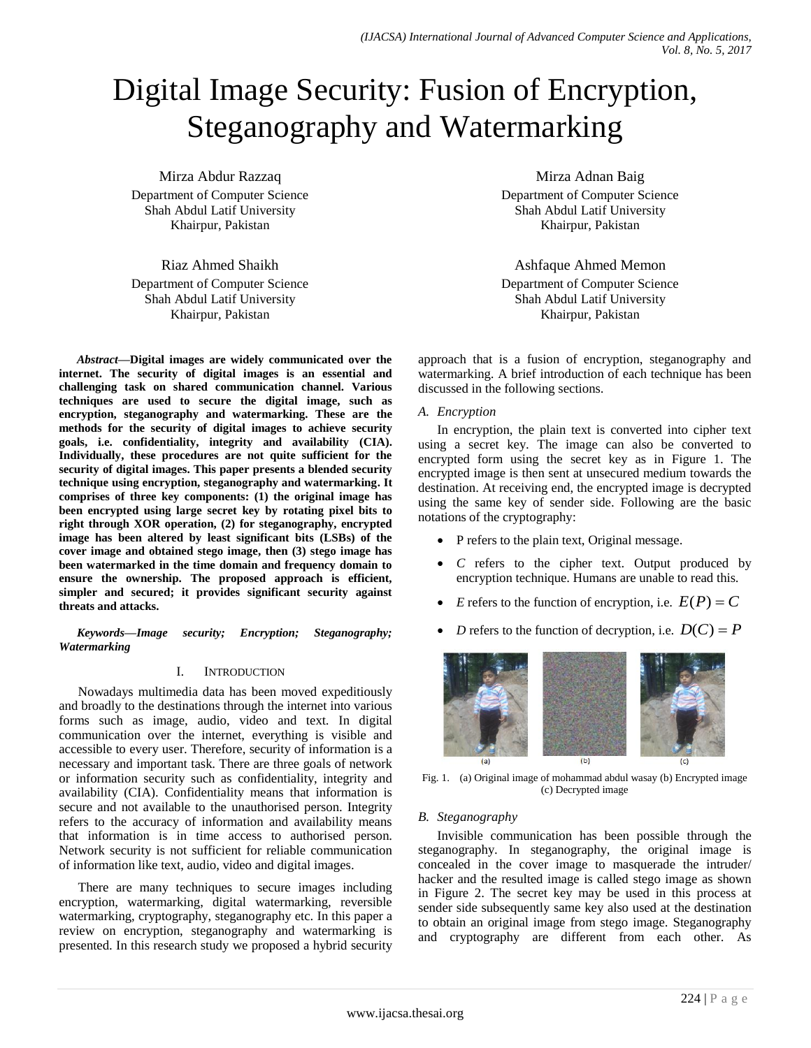# Digital Image Security: Fusion of Encryption, Steganography and Watermarking

Mirza Abdur Razzaq
Department of Computer Science
Shah Abdul Latif University
Khairpur, Pakistan

Mirza Adnan Baig
Department of Computer Science
Shah Abdul Latif University
Khairpur, Pakistan

Riaz Ahmed Shaikh
Department of Computer Science
Shah Abdul Latif University
Khairpur, Pakistan

Ashfaque Ahmed Memon
Department of Computer Science
Shah Abdul Latif University
Khairpur, Pakistan

***Abstract*—Digital images are widely communicated over the internet. The security of digital images is an essential and challenging task on shared communication channel. Various techniques are used to secure the digital image, such as encryption, steganography and watermarking. These are the methods for the security of digital images to achieve security goals, i.e. confidentiality, integrity and availability (CIA). Individually, these procedures are not quite sufficient for the security of digital images. This paper presents a blended security technique using encryption, steganography and watermarking. It comprises of three key components: (1) the original image has been encrypted using large secret key by rotating pixel bits to right through XOR operation, (2) for steganography, encrypted image has been altered by least significant bits (LSBs) of the cover image and obtained stego image, then (3) stego image has been watermarked in the time domain and frequency domain to ensure the ownership. The proposed approach is efficient, simpler and secured; it provides significant security against threats and attacks.**

***Keywords*—Image security; Encryption; Steganography; Watermarking**

## I. Introduction

Nowadays multimedia data has been moved expeditiously and broadly to the destinations through the internet into various forms such as image, audio, video and text. In digital communication over the internet, everything is visible and accessible to every user. Therefore, security of information is a necessary and important task. There are three goals of network or information security such as confidentiality, integrity and availability (CIA). Confidentiality means that information is secure and not available to the unauthorised person. Integrity refers to the accuracy of information and availability means that information is in time access to authorised person. Network security is not sufficient for reliable communication of information like text, audio, video and digital images.

There are many techniques to secure images including encryption, watermarking, digital watermarking, reversible watermarking, cryptography, steganography etc. In this paper a review on encryption, steganography and watermarking is presented. In this research study we proposed a hybrid security approach that is a fusion of encryption, steganography and watermarking. A brief introduction of each technique has been discussed in the following sections.

### A. Encryption

In encryption, the plain text is converted into cipher text using a secret key. The image can also be converted to encrypted form using the secret key as in Figure 1. The encrypted image is then sent at unsecured medium towards the destination. At receiving end, the encrypted image is decrypted using the same key of sender side. Following are the basic notations of the cryptography:

- P refers to the plain text, Original message.
- *C* refers to the cipher text. Output produced by encryption technique. Humans are unable to read this.
- *E* refers to the function of encryption, i.e. $E(P) = C$
- *D* refers to the function of decryption, i.e. $D(C) = P$

Fig. 1. (a) Original image of mohammad abdul wasay (b) Encrypted image (c) Decrypted image

### B. Steganography

Invisible communication has been possible through the steganography. In steganography, the original image is concealed in the cover image to masquerade the intruder/ hacker and the resulted image is called stego image as shown in Figure 2. The secret key may be used in this process at sender side subsequently same key also used at the destination to obtain an original image from stego image. Steganography and cryptography are different from each other. As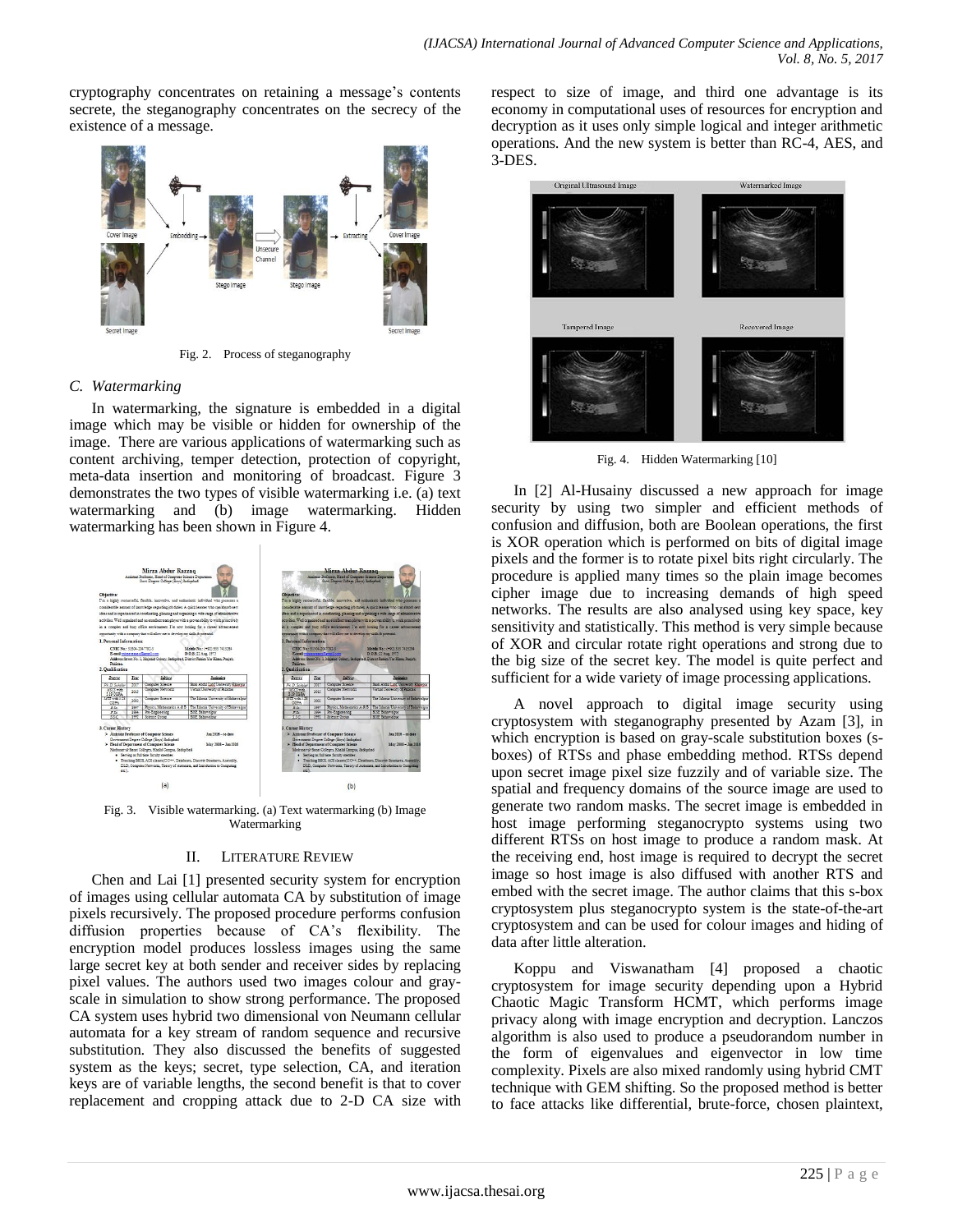cryptography concentrates on retaining a message's contents secrete, the steganography concentrates on the secrecy of the existence of a message.

Fig. 2. Process of steganography

### C. Watermarking

In watermarking, the signature is embedded in a digital image which may be visible or hidden for ownership of the image. There are various applications of watermarking such as content archiving, temper detection, protection of copyright, meta-data insertion and monitoring of broadcast. Figure 3 demonstrates the two types of visible watermarking i.e. (a) text watermarking and (b) image watermarking. Hidden watermarking has been shown in Figure 4.

Fig. 3. Visible watermarking. (a) Text watermarking (b) Image Watermarking

## II. LITERATURE REVIEW

Chen and Lai [1] presented security system for encryption of images using cellular automata CA by substitution of image pixels recursively. The proposed procedure performs confusion diffusion properties because of CA's flexibility. The encryption model produces lossless images using the same large secret key at both sender and receiver sides by replacing pixel values. The authors used two images colour and gray-scale in simulation to show strong performance. The proposed CA system uses hybrid two dimensional von Neumann cellular automata for a key stream of random sequence and recursive substitution. They also discussed the benefits of suggested system as the keys; secret, type selection, CA, and iteration keys are of variable lengths, the second benefit is that to cover replacement and cropping attack due to 2-D CA size with respect to size of image, and third one advantage is its economy in computational uses of resources for encryption and decryption as it uses only simple logical and integer arithmetic operations. And the new system is better than RC-4, AES, and 3-DES.

Fig. 4. Hidden Watermarking [10]

In [2] Al-Husainy discussed a new approach for image security by using two simpler and efficient methods of confusion and diffusion, both are Boolean operations, the first is XOR operation which is performed on bits of digital image pixels and the former is to rotate pixel bits right circularly. The procedure is applied many times so the plain image becomes cipher image due to increasing demands of high speed networks. The results are also analysed using key space, key sensitivity and statistically. This method is very simple because of XOR and circular rotate right operations and strong due to the big size of the secret key. The model is quite perfect and sufficient for a wide variety of image processing applications.

A novel approach to digital image security using cryptosystem with steganography presented by Azam [3], in which encryption is based on gray-scale substitution boxes (s-boxes) of RTSs and phase embedding method. RTSs depend upon secret image pixel size fuzzily and of variable size. The spatial and frequency domains of the source image are used to generate two random masks. The secret image is embedded in host image performing steganocrypto systems using two different RTSs on host image to produce a random mask. At the receiving end, host image is required to decrypt the secret image so host image is also diffused with another RTS and embed with the secret image. The author claims that this s-box cryptosystem plus steganocrypto system is the state-of-the-art cryptosystem and can be used for colour images and hiding of data after little alteration.

Koppu and Viswanatham [4] proposed a chaotic cryptosystem for image security depending upon a Hybrid Chaotic Magic Transform HCMT, which performs image privacy along with image encryption and decryption. Lanczos algorithm is also used to produce a pseudorandom number in the form of eigenvalues and eigenvector in low time complexity. Pixels are also mixed randomly using hybrid CMT technique with GEM shifting. So the proposed method is better to face attacks like differential, brute-force, chosen plaintext,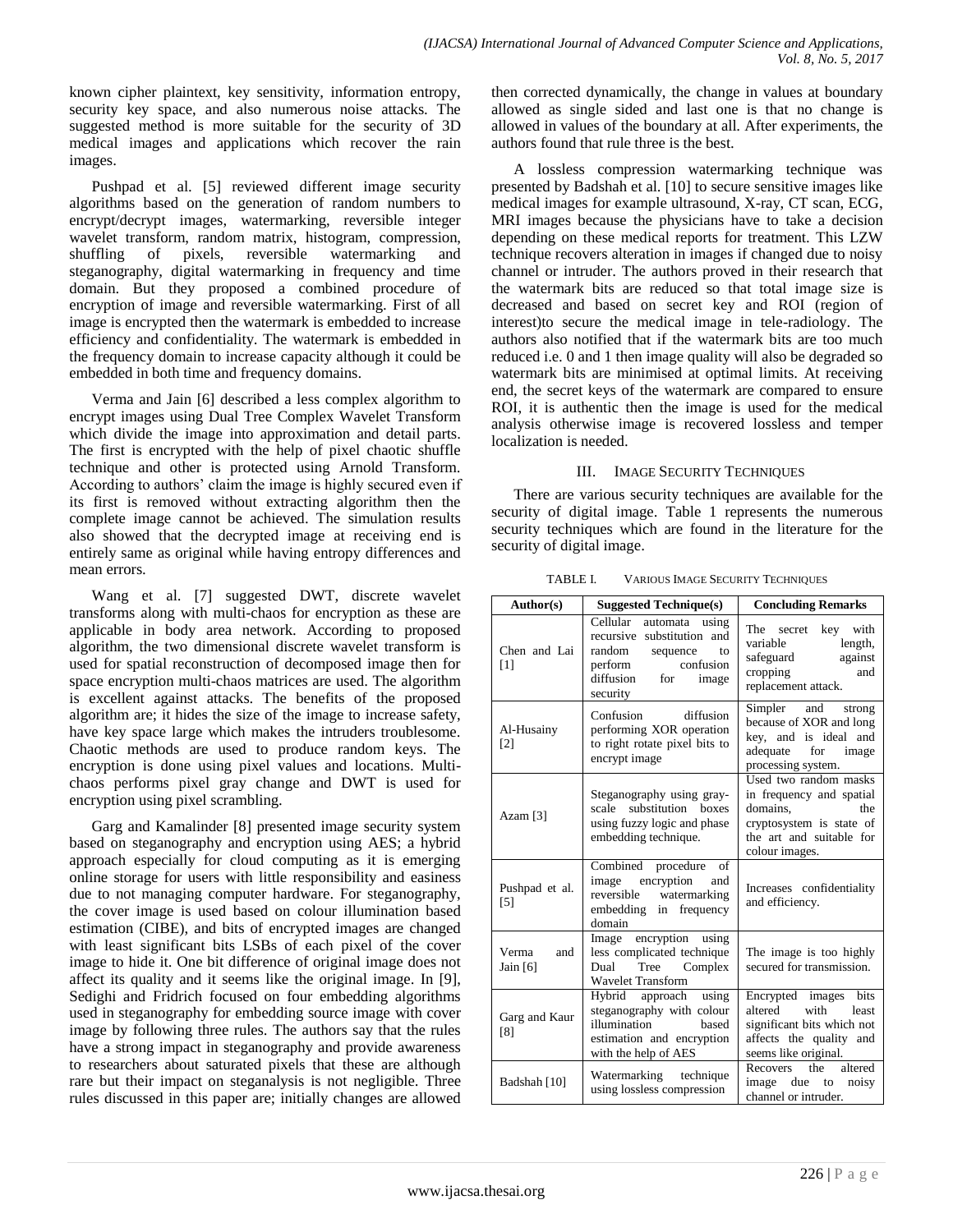known cipher plaintext, key sensitivity, information entropy, security key space, and also numerous noise attacks. The suggested method is more suitable for the security of 3D medical images and applications which recover the rain images.

Pushpad et al. [5] reviewed different image security algorithms based on the generation of random numbers to encrypt/decrypt images, watermarking, reversible integer wavelet transform, random matrix, histogram, compression, shuffling of pixels, reversible watermarking and steganography, digital watermarking in frequency and time domain. But they proposed a combined procedure of encryption of image and reversible watermarking. First of all image is encrypted then the watermark is embedded to increase efficiency and confidentiality. The watermark is embedded in the frequency domain to increase capacity although it could be embedded in both time and frequency domains.

Verma and Jain [6] described a less complex algorithm to encrypt images using Dual Tree Complex Wavelet Transform which divide the image into approximation and detail parts. The first is encrypted with the help of pixel chaotic shuffle technique and other is protected using Arnold Transform. According to authors' claim the image is highly secured even if its first is removed without extracting algorithm then the complete image cannot be achieved. The simulation results also showed that the decrypted image at receiving end is entirely same as original while having entropy differences and mean errors.

Wang et al. [7] suggested DWT, discrete wavelet transforms along with multi-chaos for encryption as these are applicable in body area network. According to proposed algorithm, the two dimensional discrete wavelet transform is used for spatial reconstruction of decomposed image then for space encryption multi-chaos matrices are used. The algorithm is excellent against attacks. The benefits of the proposed algorithm are; it hides the size of the image to increase safety, have key space large which makes the intruders troublesome. Chaotic methods are used to produce random keys. The encryption is done using pixel values and locations. Multi-chaos performs pixel gray change and DWT is used for encryption using pixel scrambling.

Garg and Kamalinder [8] presented image security system based on steganography and encryption using AES; a hybrid approach especially for cloud computing as it is emerging online storage for users with little responsibility and easiness due to not managing computer hardware. For steganography, the cover image is used based on colour illumination based estimation (CIBE), and bits of encrypted images are changed with least significant bits LSBs of each pixel of the cover image to hide it. One bit difference of original image does not affect its quality and it seems like the original image. In [9], Sedighi and Fridrich focused on four embedding algorithms used in steganography for embedding source image with cover image by following three rules. The authors say that the rules have a strong impact in steganography and provide awareness to researchers about saturated pixels that these are although rare but their impact on steganalysis is not negligible. Three rules discussed in this paper are; initially changes are allowed then corrected dynamically, the change in values at boundary allowed as single sided and last one is that no change is allowed in values of the boundary at all. After experiments, the authors found that rule three is the best.

A lossless compression watermarking technique was presented by Badshah et al. [10] to secure sensitive images like medical images for example ultrasound, X-ray, CT scan, ECG, MRI images because the physicians have to take a decision depending on these medical reports for treatment. This LZW technique recovers alteration in images if changed due to noisy channel or intruder. The authors proved in their research that the watermark bits are reduced so that total image size is decreased and based on secret key and ROI (region of interest)to secure the medical image in tele-radiology. The authors also notified that if the watermark bits are too much reduced i.e. 0 and 1 then image quality will also be degraded so watermark bits are minimised at optimal limits. At receiving end, the secret keys of the watermark are compared to ensure ROI, it is authentic then the image is used for the medical analysis otherwise image is recovered lossless and temper localization is needed.

## III. Image Security Techniques

There are various security techniques are available for the security of digital image. Table 1 represents the numerous security techniques which are found in the literature for the security of digital image.

TABLE I. Various Image Security Techniques

| Author(s) | Suggested Technique(s) | Concluding Remarks |
|---|---|---|
| Chen and Lai [1] | Cellular automata using recursive substitution and random sequence to perform confusion diffusion for image security | The secret key with variable length, safeguard against cropping and replacement attack. |
| Al-Husainy [2] | Confusion diffusion performing XOR operation to right rotate pixel bits to encrypt image | Simpler and strong because of XOR and long key, and is ideal and adequate for image processing system. |
| Azam [3] | Steganography using gray-scale substitution boxes using fuzzy logic and phase embedding technique. | Used two random masks in frequency and spatial domains, the cryptosystem is state of the art and suitable for colour images. |
| Pushpad et al. [5] | Combined procedure of image encryption and reversible watermarking embedding in frequency domain | Increases confidentiality and efficiency. |
| Verma and Jain [6] | Image encryption using less complicated technique Dual Tree Complex Wavelet Transform | The image is too highly secured for transmission. |
| Garg and Kaur [8] | Hybrid approach using steganography with colour illumination based estimation and encryption with the help of AES | Encrypted images bits altered with least significant bits which not affects the quality and seems like original. |
| Badshah [10] | Watermarking technique using lossless compression | Recovers the altered image due to noisy channel or intruder. |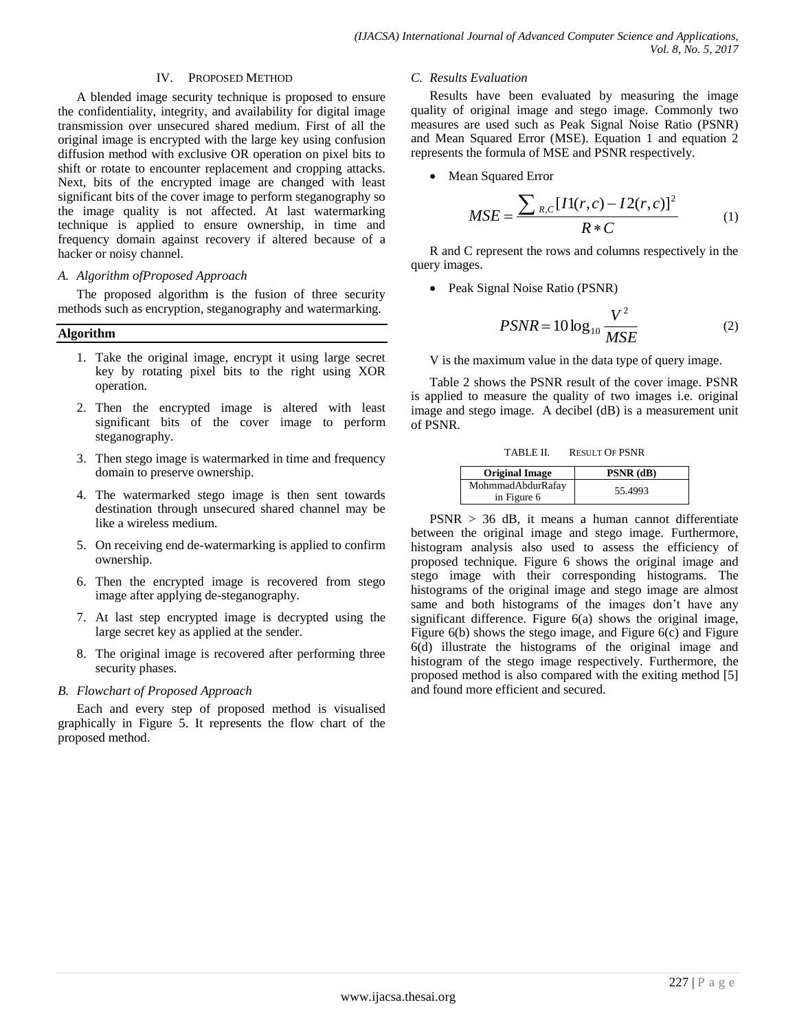## IV. Proposed Method

A blended image security technique is proposed to ensure the confidentiality, integrity, and availability for digital image transmission over unsecured shared medium. First of all the original image is encrypted with the large key using confusion diffusion method with exclusive OR operation on pixel bits to shift or rotate to encounter replacement and cropping attacks. Next, bits of the encrypted image are changed with least significant bits of the cover image to perform steganography so the image quality is not affected. At last watermarking technique is applied to ensure ownership, in time and frequency domain against recovery if altered because of a hacker or noisy channel.

### *A. Algorithm ofProposed Approach*

The proposed algorithm is the fusion of three security methods such as encryption, steganography and watermarking.

**Algorithm**

1. Take the original image, encrypt it using large secret key by rotating pixel bits to the right using XOR operation.
2. Then the encrypted image is altered with least significant bits of the cover image to perform steganography.
3. Then stego image is watermarked in time and frequency domain to preserve ownership.
4. The watermarked stego image is then sent towards destination through unsecured shared channel may be like a wireless medium.
5. On receiving end de-watermarking is applied to confirm ownership.
6. Then the encrypted image is recovered from stego image after applying de-steganography.
7. At last step encrypted image is decrypted using the large secret key as applied at the sender.
8. The original image is recovered after performing three security phases.

### *B. Flowchart of Proposed Approach*

Each and every step of proposed method is visualised graphically in Figure 5. It represents the flow chart of the proposed method.

### *C. Results Evaluation*

Results have been evaluated by measuring the image quality of original image and stego image. Commonly two measures are used such as Peak Signal Noise Ratio (PSNR) and Mean Squared Error (MSE). Equation 1 and equation 2 represents the formula of MSE and PSNR respectively.

- Mean Squared Error

$$MSE = \frac{\sum_{R,C}[I1(r,c) - I2(r,c)]^2}{R * C} \tag{1}$$

R and C represent the rows and columns respectively in the query images.

- Peak Signal Noise Ratio (PSNR)

$$PSNR = 10\log_{10}\frac{V^2}{MSE} \tag{2}$$

V is the maximum value in the data type of query image.

Table 2 shows the PSNR result of the cover image. PSNR is applied to measure the quality of two images i.e. original image and stego image. A decibel (dB) is a measurement unit of PSNR.

TABLE II. Result Of PSNR

| Original Image | PSNR (dB) |
|---|---|
| MohmmadAbdurRafay in Figure 6 | 55.4993 |

PSNR > 36 dB, it means a human cannot differentiate between the original image and stego image. Furthermore, histogram analysis also used to assess the efficiency of proposed technique. Figure 6 shows the original image and stego image with their corresponding histograms. The histograms of the original image and stego image are almost same and both histograms of the images don't have any significant difference. Figure 6(a) shows the original image, Figure 6(b) shows the stego image, and Figure 6(c) and Figure 6(d) illustrate the histograms of the original image and histogram of the stego image respectively. Furthermore, the proposed method is also compared with the exiting method [5] and found more efficient and secured.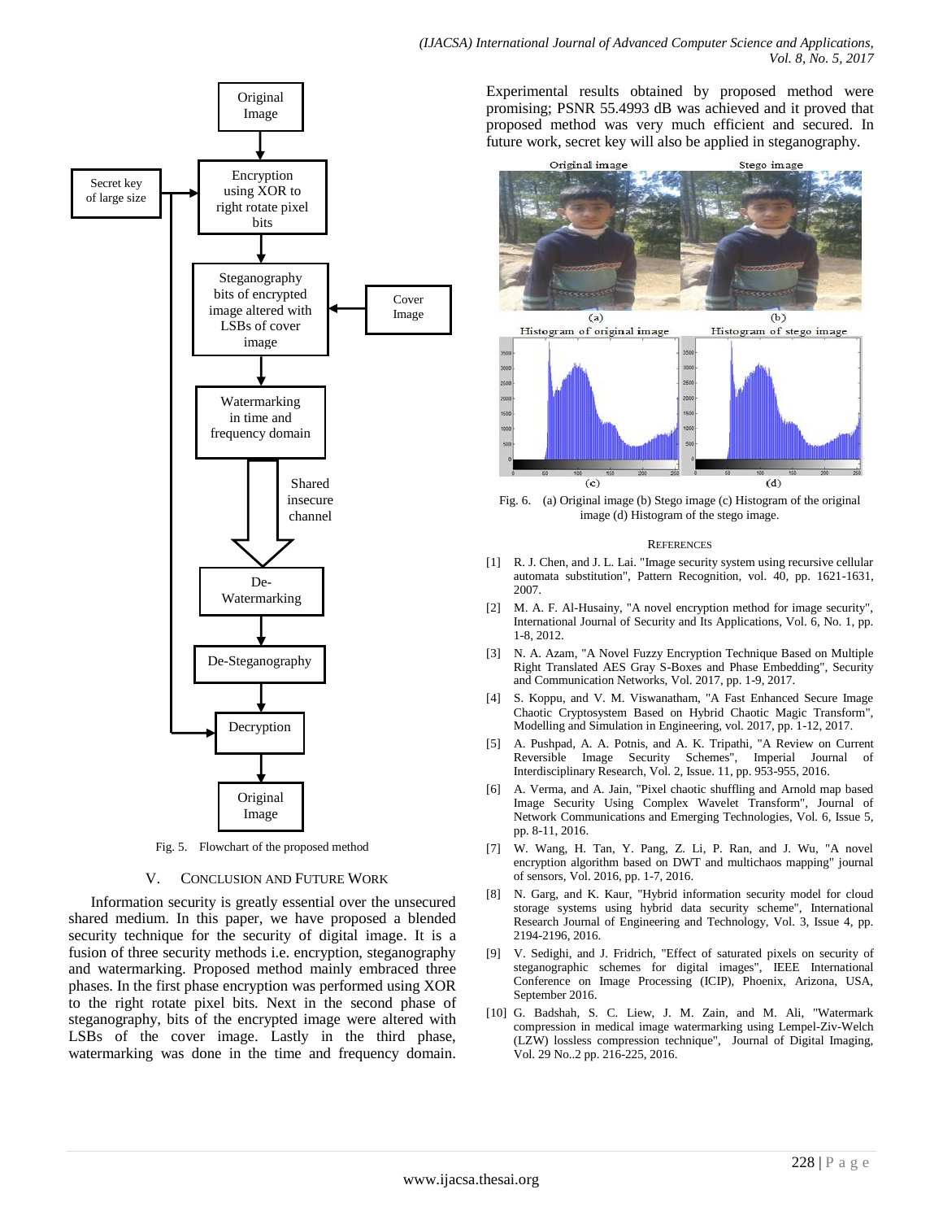Original Image

Secret key of large size

Encryption using XOR to right rotate pixel bits

Steganography bits of encrypted image altered with LSBs of cover image

Cover Image

Watermarking in time and frequency domain

Shared insecure channel

De-Watermarking

De-Steganography

Decryption

Original Image

Fig. 5. Flowchart of the proposed method

## V. Conclusion and Future Work

Information security is greatly essential over the unsecured shared medium. In this paper, we have proposed a blended security technique for the security of digital image. It is a fusion of three security methods i.e. encryption, steganography and watermarking. Proposed method mainly embraced three phases. In the first phase encryption was performed using XOR to the right rotate pixel bits. Next in the second phase of steganography, bits of the encrypted image were altered with LSBs of the cover image. Lastly in the third phase, watermarking was done in the time and frequency domain. Experimental results obtained by proposed method were promising; PSNR 55.4993 dB was achieved and it proved that proposed method was very much efficient and secured. In future work, secret key will also be applied in steganography.

Original image

Stego image

(a)

(b)

Histogram of original image

Histogram of stego image

(c)

(d)

Fig. 6. (a) Original image (b) Stego image (c) Histogram of the original image (d) Histogram of the stego image.

## References

[1] R. J. Chen, and J. L. Lai. "Image security system using recursive cellular automata substitution", Pattern Recognition, vol. 40, pp. 1621-1631, 2007.

[2] M. A. F. Al-Husainy, "A novel encryption method for image security", International Journal of Security and Its Applications, Vol. 6, No. 1, pp. 1-8, 2012.

[3] N. A. Azam, "A Novel Fuzzy Encryption Technique Based on Multiple Right Translated AES Gray S-Boxes and Phase Embedding", Security and Communication Networks, Vol. 2017, pp. 1-9, 2017.

[4] S. Koppu, and V. M. Viswanatham, "A Fast Enhanced Secure Image Chaotic Cryptosystem Based on Hybrid Chaotic Magic Transform", Modelling and Simulation in Engineering, vol. 2017, pp. 1-12, 2017.

[5] A. Pushpad, A. A. Potnis, and A. K. Tripathi, "A Review on Current Reversible Image Security Schemes", Imperial Journal of Interdisciplinary Research, Vol. 2, Issue. 11, pp. 953-955, 2016.

[6] A. Verma, and A. Jain, "Pixel chaotic shuffling and Arnold map based Image Security Using Complex Wavelet Transform", Journal of Network Communications and Emerging Technologies, Vol. 6, Issue 5, pp. 8-11, 2016.

[7] W. Wang, H. Tan, Y. Pang, Z. Li, P. Ran, and J. Wu, "A novel encryption algorithm based on DWT and multichaos mapping" journal of sensors, Vol. 2016, pp. 1-7, 2016.

[8] N. Garg, and K. Kaur, "Hybrid information security model for cloud storage systems using hybrid data security scheme", International Research Journal of Engineering and Technology, Vol. 3, Issue 4, pp. 2194-2196, 2016.

[9] V. Sedighi, and J. Fridrich, "Effect of saturated pixels on security of steganographic schemes for digital images", IEEE International Conference on Image Processing (ICIP), Phoenix, Arizona, USA, September 2016.

[10] G. Badshah, S. C. Liew, J. M. Zain, and M. Ali, "Watermark compression in medical image watermarking using Lempel-Ziv-Welch (LZW) lossless compression technique", Journal of Digital Imaging, Vol. 29 No..2 pp. 216-225, 2016.